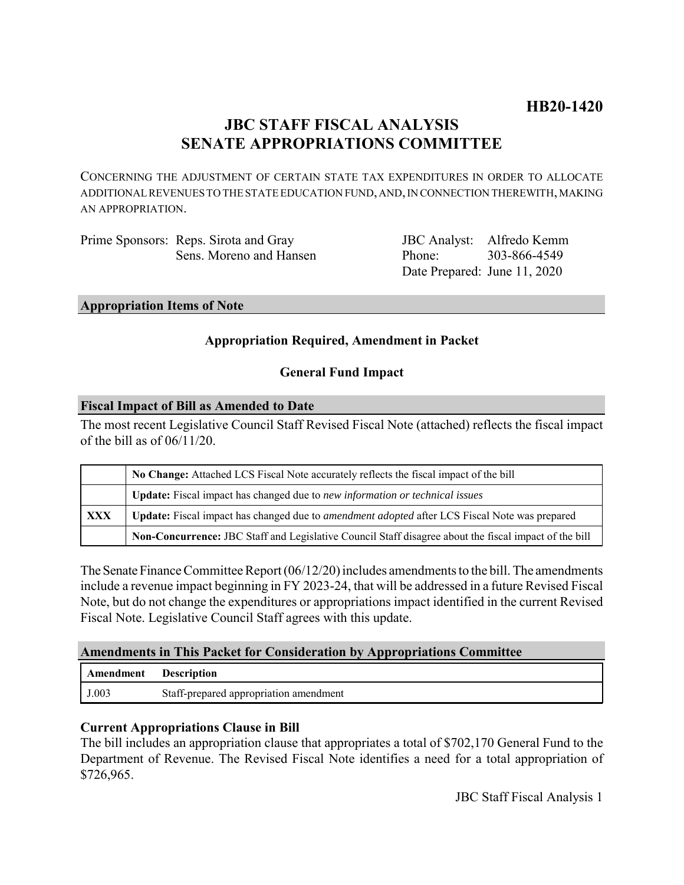**HB20-1420**

# JBC STAFF FISCAL ANALYSIS
# SENATE APPROPRIATIONS COMMITTEE

CONCERNING THE ADJUSTMENT OF CERTAIN STATE TAX EXPENDITURES IN ORDER TO ALLOCATE ADDITIONAL REVENUES TO THE STATE EDUCATION FUND, AND, IN CONNECTION THEREWITH, MAKING AN APPROPRIATION.

Prime Sponsors: Reps. Sirota and Gray
Sens. Moreno and Hansen

JBC Analyst: Alfredo Kemm
Phone: 303-866-4549
Date Prepared: June 11, 2020

## Appropriation Items of Note

**Appropriation Required, Amendment in Packet**

**General Fund Impact**

## Fiscal Impact of Bill as Amended to Date

The most recent Legislative Council Staff Revised Fiscal Note (attached) reflects the fiscal impact of the bill as of 06/11/20.

| | |
|---|---|
| | **No Change:** Attached LCS Fiscal Note accurately reflects the fiscal impact of the bill |
| | **Update:** Fiscal impact has changed due to *new information or technical issues* |
| **XXX** | **Update:** Fiscal impact has changed due to *amendment adopted* after LCS Fiscal Note was prepared |
| | **Non-Concurrence:** JBC Staff and Legislative Council Staff disagree about the fiscal impact of the bill |

The Senate Finance Committee Report (06/12/20) includes amendments to the bill. The amendments include a revenue impact beginning in FY 2023-24, that will be addressed in a future Revised Fiscal Note, but do not change the expenditures or appropriations impact identified in the current Revised Fiscal Note. Legislative Council Staff agrees with this update.

## Amendments in This Packet for Consideration by Appropriations Committee

| Amendment | Description |
|---|---|
| J.003 | Staff-prepared appropriation amendment |

### Current Appropriations Clause in Bill

The bill includes an appropriation clause that appropriates a total of $702,170 General Fund to the Department of Revenue. The Revised Fiscal Note identifies a need for a total appropriation of $726,965.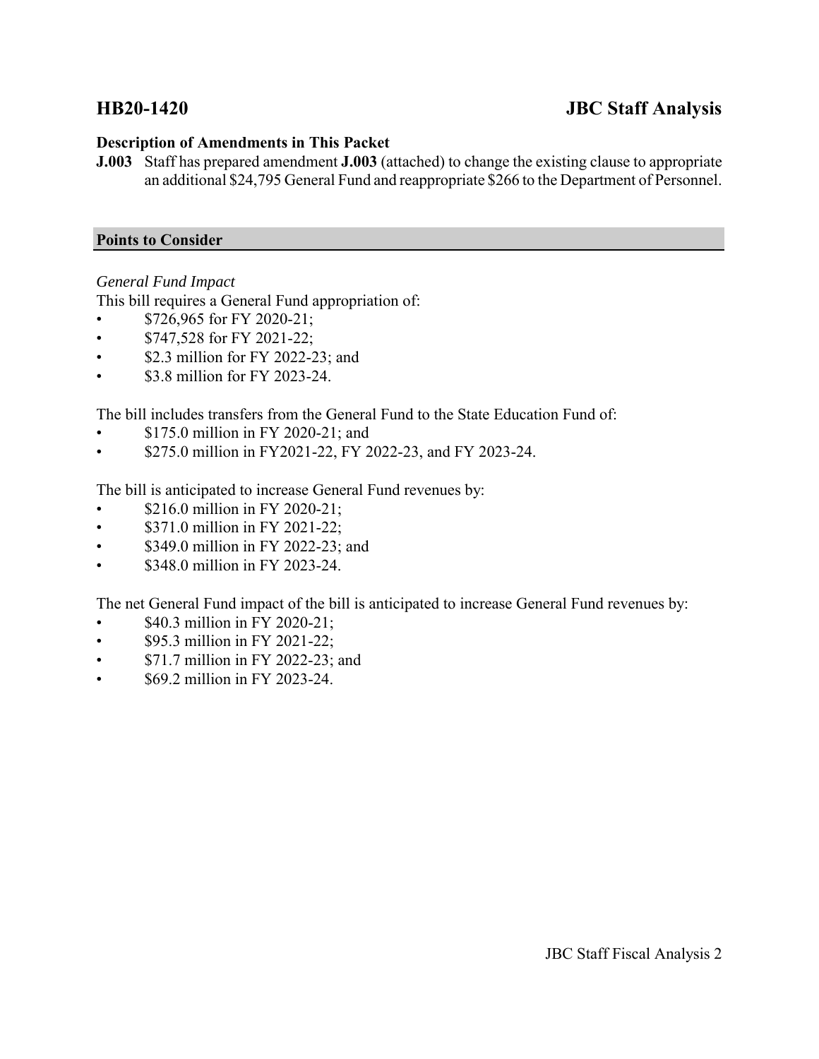# HB20-1420 JBC Staff Analysis

**Description of Amendments in This Packet**

**J.003** Staff has prepared amendment **J.003** (attached) to change the existing clause to appropriate an additional $24,795 General Fund and reappropriate $266 to the Department of Personnel.

## Points to Consider

*General Fund Impact*

This bill requires a General Fund appropriation of:

- $726,965 for FY 2020-21;
- $747,528 for FY 2021-22;
- $2.3 million for FY 2022-23; and
- $3.8 million for FY 2023-24.

The bill includes transfers from the General Fund to the State Education Fund of:

- $175.0 million in FY 2020-21; and
- $275.0 million in FY2021-22, FY 2022-23, and FY 2023-24.

The bill is anticipated to increase General Fund revenues by:

- $216.0 million in FY 2020-21;
- $371.0 million in FY 2021-22;
- $349.0 million in FY 2022-23; and
- $348.0 million in FY 2023-24.

The net General Fund impact of the bill is anticipated to increase General Fund revenues by:

- $40.3 million in FY 2020-21;
- $95.3 million in FY 2021-22;
- $71.7 million in FY 2022-23; and
- $69.2 million in FY 2023-24.